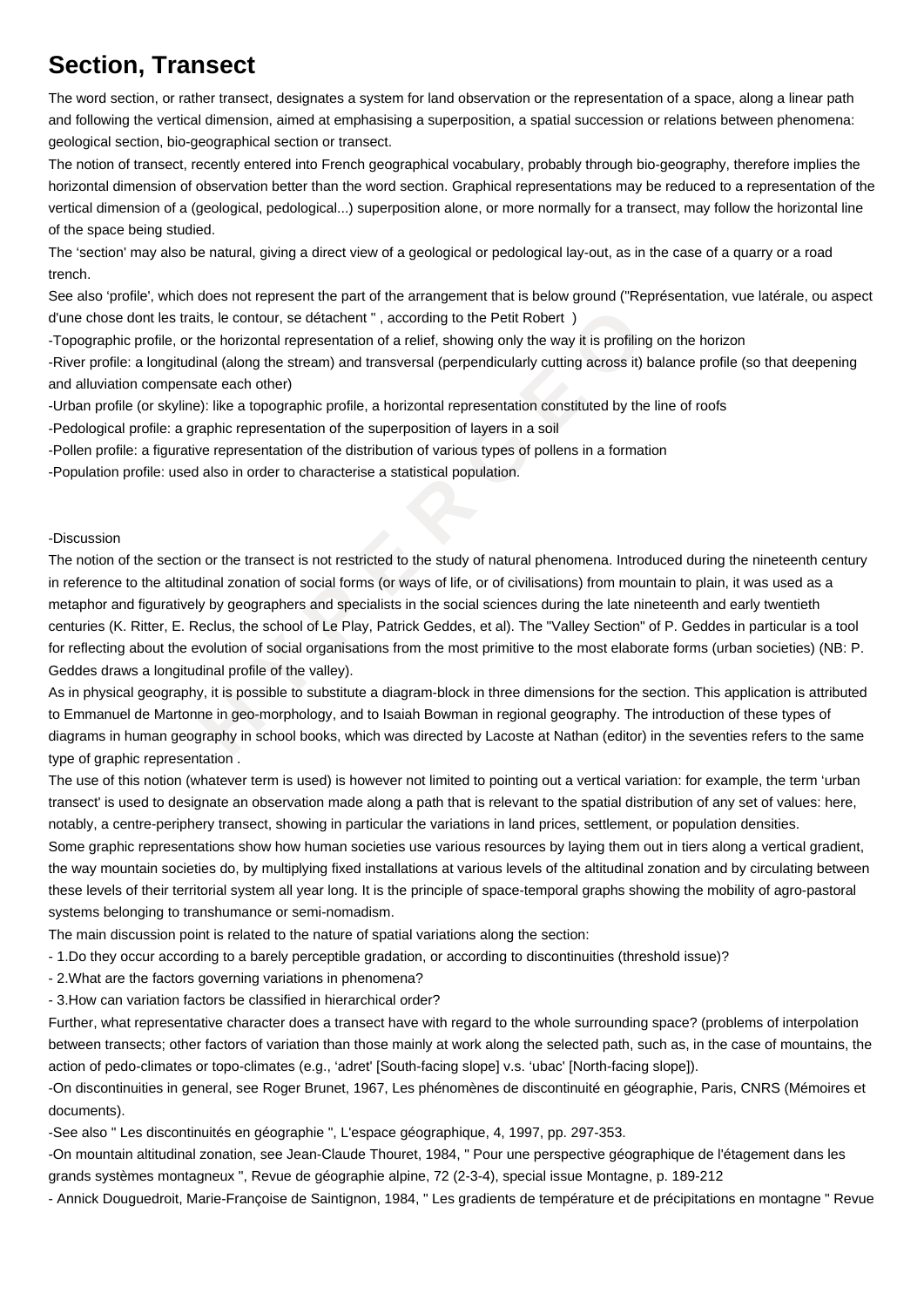# Section, Transect

The word section, or rather transect, designates a system for land observation or the representation of a space, along a linear path and following the vertical dimension, aimed at emphasising a superposition, a spatial succession or relations between phenomena: geological section, bio-geographical section or transect.

The notion of transect, recently entered into French geographical vocabulary, probably through bio-geography, therefore implies the horizontal dimension of observation better than the word section. Graphical representations may be reduced to a representation of the vertical dimension of a (geological, pedological...) superposition alone, or more normally for a transect, may follow the horizontal line of the space being studied.

The 'section' may also be natural, giving a direct view of a geological or pedological lay-out, as in the case of a quarry or a road trench.

See also 'profile', which does not represent the part of the arrangement that is below ground ("Représentation, vue latérale, ou aspect d'une chose dont les traits, le contour, se détachent " , according to the Petit Robert )

-Topographic profile, or the horizontal representation of a relief, showing only the way it is profiling on the horizon

-River profile: a longitudinal (along the stream) and transversal (perpendicularly cutting across it) balance profile (so that deepening and alluviation compensate each other)

-Urban profile (or skyline): like a topographic profile, a horizontal representation constituted by the line of roofs

-Pedological profile: a graphic representation of the superposition of layers in a soil

-Pollen profile: a figurative representation of the distribution of various types of pollens in a formation

-Population profile: used also in order to characterise a statistical population.

-Discussion

The notion of the section or the transect is not restricted to the study of natural phenomena. Introduced during the nineteenth century in reference to the altitudinal zonation of social forms (or ways of life, or of civilisations) from mountain to plain, it was used as a metaphor and figuratively by geographers and specialists in the social sciences during the late nineteenth and early twentieth centuries (K. Ritter, E. Reclus, the school of Le Play, Patrick Geddes, et al). The "Valley Section" of P. Geddes in particular is a tool for reflecting about the evolution of social organisations from the most primitive to the most elaborate forms (urban societies) (NB: P. Geddes draws a longitudinal profile of the valley).

As in physical geography, it is possible to substitute a diagram-block in three dimensions for the section. This application is attributed to Emmanuel de Martonne in geo-morphology, and to Isaiah Bowman in regional geography. The introduction of these types of diagrams in human geography in school books, which was directed by Lacoste at Nathan (editor) in the seventies refers to the same type of graphic representation .

The use of this notion (whatever term is used) is however not limited to pointing out a vertical variation: for example, the term 'urban transect' is used to designate an observation made along a path that is relevant to the spatial distribution of any set of values: here, notably, a centre-periphery transect, showing in particular the variations in land prices, settlement, or population densities.

Some graphic representations show how human societies use various resources by laying them out in tiers along a vertical gradient, the way mountain societies do, by multiplying fixed installations at various levels of the altitudinal zonation and by circulating between these levels of their territorial system all year long. It is the principle of space-temporal graphs showing the mobility of agro-pastoral systems belonging to transhumance or semi-nomadism.

The main discussion point is related to the nature of spatial variations along the section:

- 1.Do they occur according to a barely perceptible gradation, or according to discontinuities (threshold issue)?
- 2.What are the factors governing variations in phenomena?
- 3.How can variation factors be classified in hierarchical order?

Further, what representative character does a transect have with regard to the whole surrounding space? (problems of interpolation between transects; other factors of variation than those mainly at work along the selected path, such as, in the case of mountains, the action of pedo-climates or topo-climates (e.g., 'adret' [South-facing slope] v.s. 'ubac' [North-facing slope]).

-On discontinuities in general, see Roger Brunet, 1967, Les phénomènes de discontinuité en géographie, Paris, CNRS (Mémoires et documents).

-See also " Les discontinuités en géographie ", L'espace géographique, 4, 1997, pp. 297-353.

-On mountain altitudinal zonation, see Jean-Claude Thouret, 1984, " Pour une perspective géographique de l'étagement dans les grands systèmes montagneux ", Revue de géographie alpine, 72 (2-3-4), special issue Montagne, p. 189-212

- Annick Douguedroit, Marie-Françoise de Saintignon, 1984, " Les gradients de température et de précipitations en montagne " Revue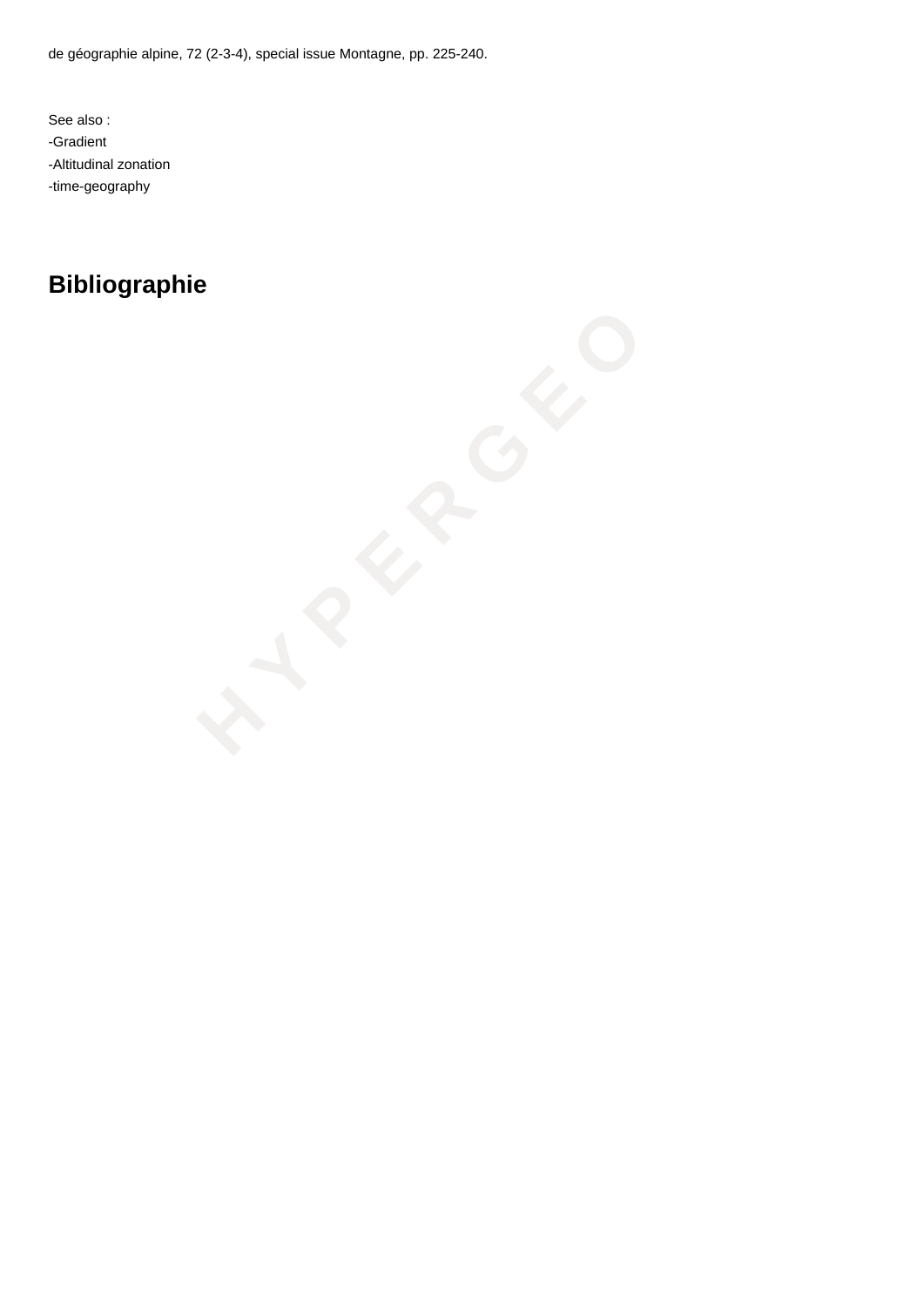de géographie alpine, 72 (2-3-4), special issue Montagne, pp. 225-240.

See also :
-Gradient
-Altitudinal zonation
-time-geography

## Bibliographie